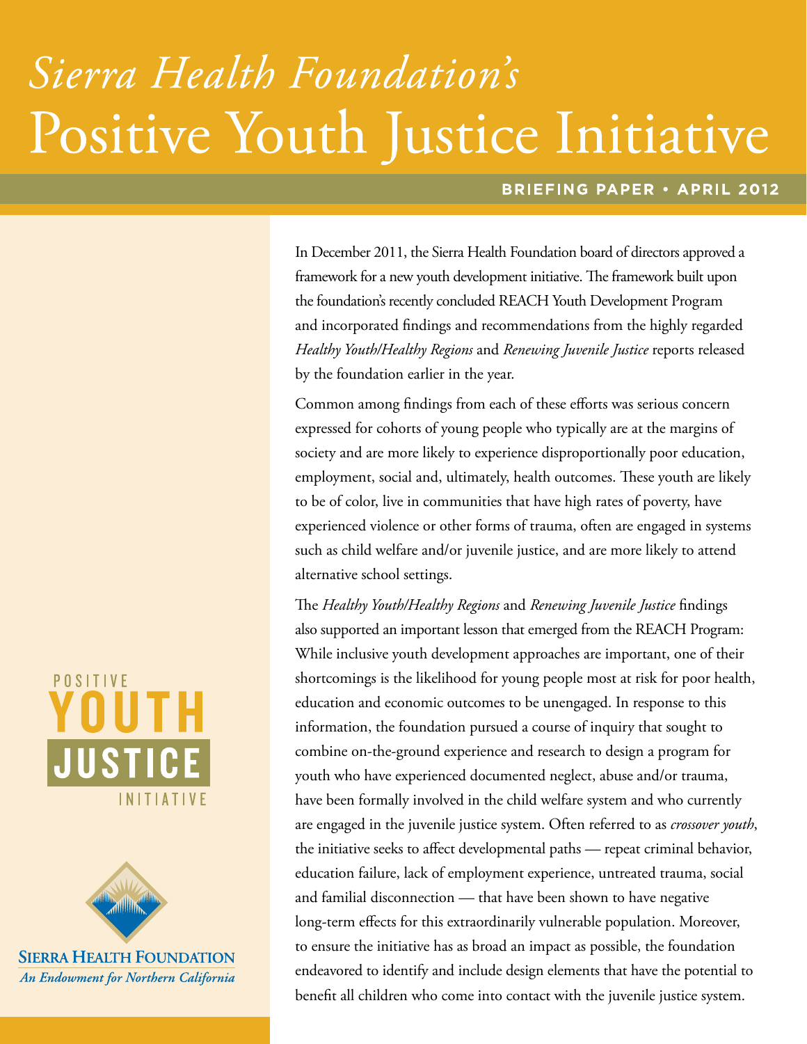# *Sierra Health Foundation's* Positive Youth Justice Initiative

**BRIEFING PAPER • APRIL 2012**

In December 2011, the Sierra Health Foundation board of directors approved a framework for a new youth development initiative. The framework built upon the foundation's recently concluded REACH Youth Development Program and incorporated findings and recommendations from the highly regarded *Healthy Youth/Healthy Regions* and *Renewing Juvenile Justice* reports released by the foundation earlier in the year.

Common among findings from each of these efforts was serious concern expressed for cohorts of young people who typically are at the margins of society and are more likely to experience disproportionally poor education, employment, social and, ultimately, health outcomes. These youth are likely to be of color, live in communities that have high rates of poverty, have experienced violence or other forms of trauma, often are engaged in systems such as child welfare and/or juvenile justice, and are more likely to attend alternative school settings.

The *Healthy Youth/Healthy Regions* and *Renewing Juvenile Justice* findings also supported an important lesson that emerged from the REACH Program: While inclusive youth development approaches are important, one of their shortcomings is the likelihood for young people most at risk for poor health, education and economic outcomes to be unengaged. In response to this information, the foundation pursued a course of inquiry that sought to combine on-the-ground experience and research to design a program for youth who have experienced documented neglect, abuse and/or trauma, have been formally involved in the child welfare system and who currently are engaged in the juvenile justice system. Often referred to as *crossover youth*, the initiative seeks to affect developmental paths — repeat criminal behavior, education failure, lack of employment experience, untreated trauma, social and familial disconnection — that have been shown to have negative long-term effects for this extraordinarily vulnerable population. Moreover, to ensure the initiative has as broad an impact as possible, the foundation endeavored to identify and include design elements that have the potential to benefit all children who come into contact with the juvenile justice system.

POSITIVE YOUTH JUSTICE INITIATIVE

SIERRA HEALTH FOUNDATION
*An Endowment for Northern California*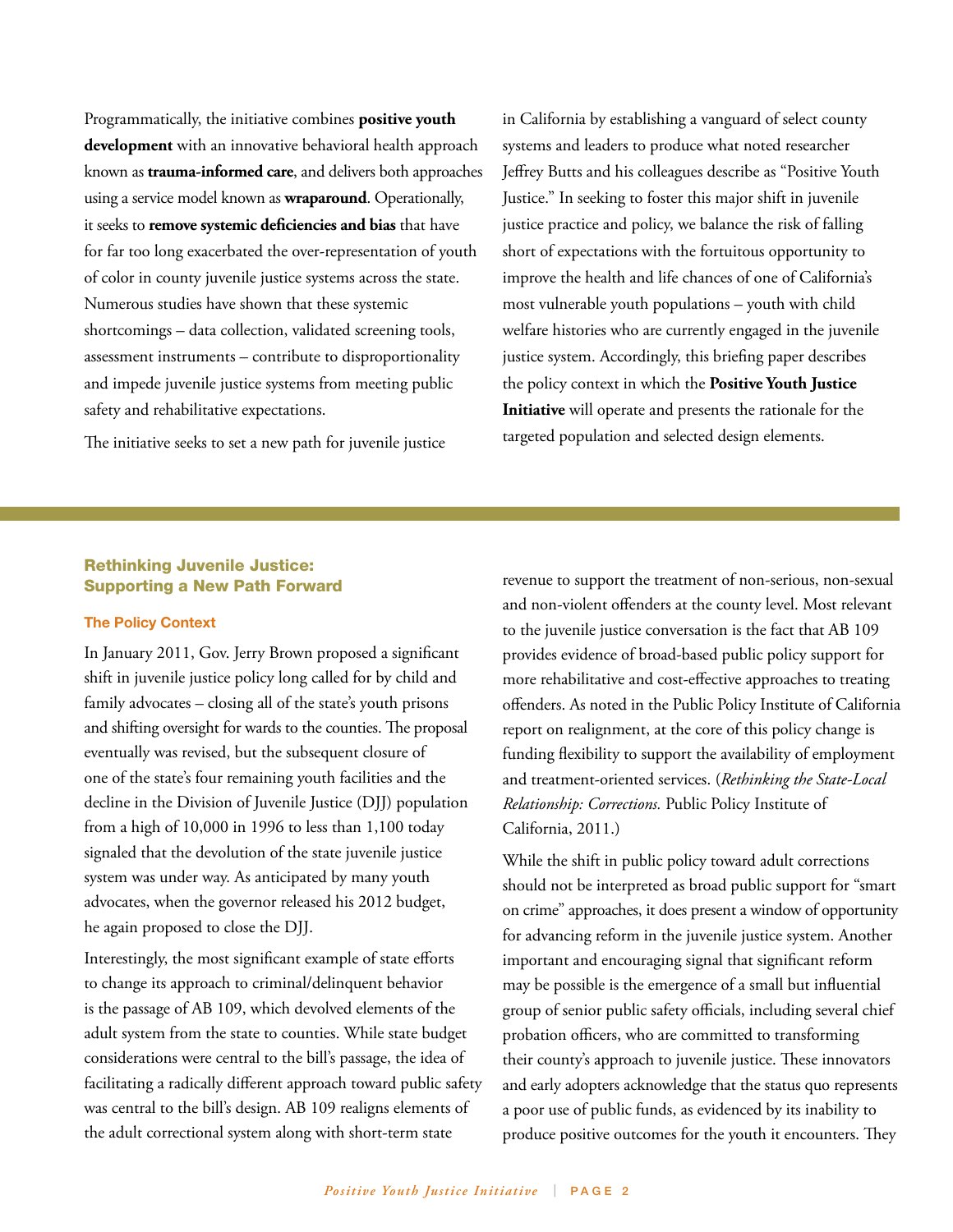Programmatically, the initiative combines **positive youth development** with an innovative behavioral health approach known as **trauma-informed care**, and delivers both approaches using a service model known as **wraparound**. Operationally, it seeks to **remove systemic deficiencies and bias** that have for far too long exacerbated the over-representation of youth of color in county juvenile justice systems across the state. Numerous studies have shown that these systemic shortcomings – data collection, validated screening tools, assessment instruments – contribute to disproportionality and impede juvenile justice systems from meeting public safety and rehabilitative expectations.

The initiative seeks to set a new path for juvenile justice in California by establishing a vanguard of select county systems and leaders to produce what noted researcher Jeffrey Butts and his colleagues describe as "Positive Youth Justice." In seeking to foster this major shift in juvenile justice practice and policy, we balance the risk of falling short of expectations with the fortuitous opportunity to improve the health and life chances of one of California's most vulnerable youth populations – youth with child welfare histories who are currently engaged in the juvenile justice system. Accordingly, this briefing paper describes the policy context in which the **Positive Youth Justice Initiative** will operate and presents the rationale for the targeted population and selected design elements.

## Rethinking Juvenile Justice: Supporting a New Path Forward

### The Policy Context

In January 2011, Gov. Jerry Brown proposed a significant shift in juvenile justice policy long called for by child and family advocates – closing all of the state's youth prisons and shifting oversight for wards to the counties. The proposal eventually was revised, but the subsequent closure of one of the state's four remaining youth facilities and the decline in the Division of Juvenile Justice (DJJ) population from a high of 10,000 in 1996 to less than 1,100 today signaled that the devolution of the state juvenile justice system was under way. As anticipated by many youth advocates, when the governor released his 2012 budget, he again proposed to close the DJJ.

Interestingly, the most significant example of state efforts to change its approach to criminal/delinquent behavior is the passage of AB 109, which devolved elements of the adult system from the state to counties. While state budget considerations were central to the bill's passage, the idea of facilitating a radically different approach toward public safety was central to the bill's design. AB 109 realigns elements of the adult correctional system along with short-term state revenue to support the treatment of non-serious, non-sexual and non-violent offenders at the county level. Most relevant to the juvenile justice conversation is the fact that AB 109 provides evidence of broad-based public policy support for more rehabilitative and cost-effective approaches to treating offenders. As noted in the Public Policy Institute of California report on realignment, at the core of this policy change is funding flexibility to support the availability of employment and treatment-oriented services. (*Rethinking the State-Local Relationship: Corrections.* Public Policy Institute of California, 2011.)

While the shift in public policy toward adult corrections should not be interpreted as broad public support for "smart on crime" approaches, it does present a window of opportunity for advancing reform in the juvenile justice system. Another important and encouraging signal that significant reform may be possible is the emergence of a small but influential group of senior public safety officials, including several chief probation officers, who are committed to transforming their county's approach to juvenile justice. These innovators and early adopters acknowledge that the status quo represents a poor use of public funds, as evidenced by its inability to produce positive outcomes for the youth it encounters. They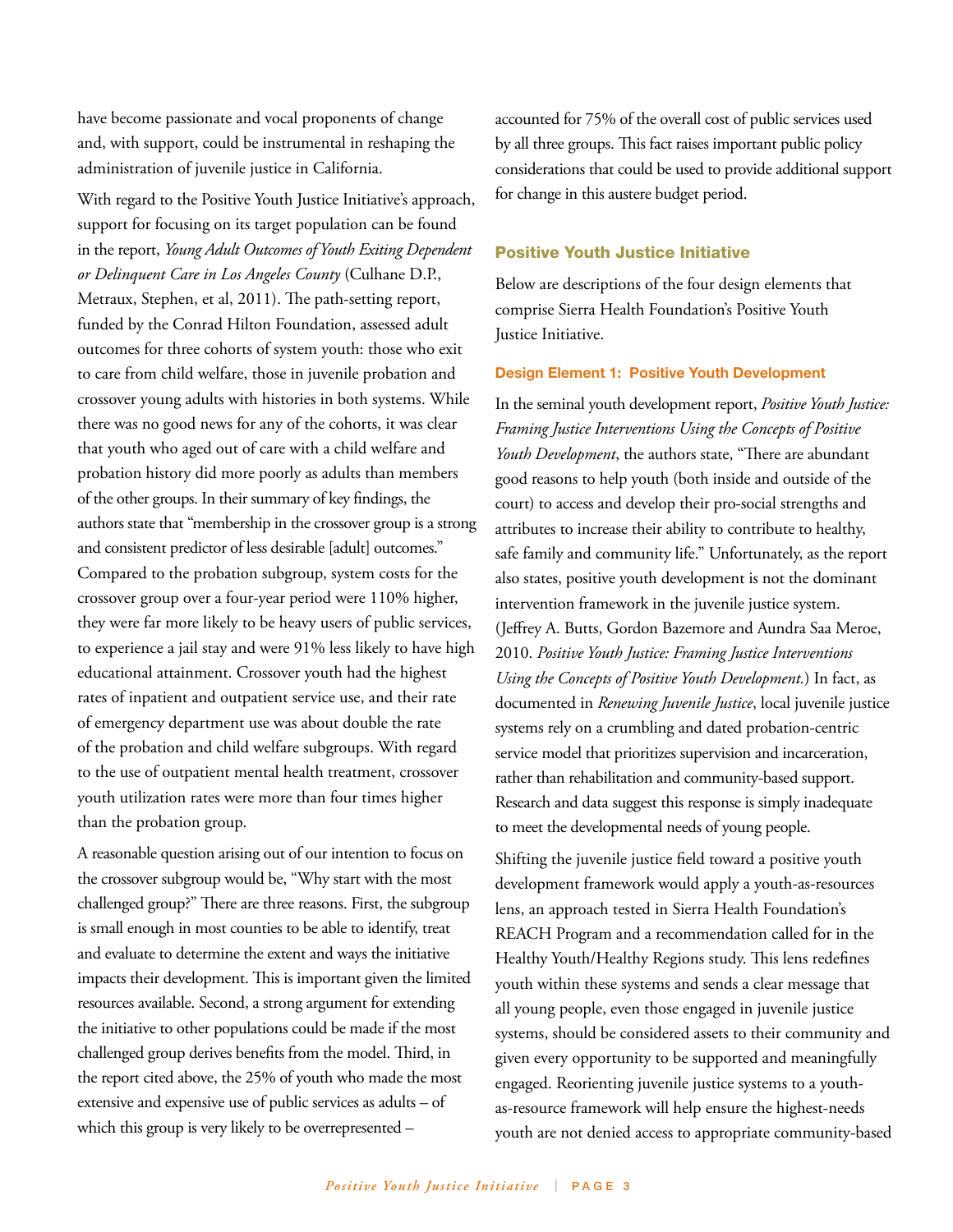have become passionate and vocal proponents of change and, with support, could be instrumental in reshaping the administration of juvenile justice in California.

With regard to the Positive Youth Justice Initiative's approach, support for focusing on its target population can be found in the report, *Young Adult Outcomes of Youth Exiting Dependent or Delinquent Care in Los Angeles County* (Culhane D.P., Metraux, Stephen, et al, 2011). The path-setting report, funded by the Conrad Hilton Foundation, assessed adult outcomes for three cohorts of system youth: those who exit to care from child welfare, those in juvenile probation and crossover young adults with histories in both systems. While there was no good news for any of the cohorts, it was clear that youth who aged out of care with a child welfare and probation history did more poorly as adults than members of the other groups. In their summary of key findings, the authors state that "membership in the crossover group is a strong and consistent predictor of less desirable [adult] outcomes." Compared to the probation subgroup, system costs for the crossover group over a four-year period were 110% higher, they were far more likely to be heavy users of public services, to experience a jail stay and were 91% less likely to have high educational attainment. Crossover youth had the highest rates of inpatient and outpatient service use, and their rate of emergency department use was about double the rate of the probation and child welfare subgroups. With regard to the use of outpatient mental health treatment, crossover youth utilization rates were more than four times higher than the probation group.

A reasonable question arising out of our intention to focus on the crossover subgroup would be, "Why start with the most challenged group?" There are three reasons. First, the subgroup is small enough in most counties to be able to identify, treat and evaluate to determine the extent and ways the initiative impacts their development. This is important given the limited resources available. Second, a strong argument for extending the initiative to other populations could be made if the most challenged group derives benefits from the model. Third, in the report cited above, the 25% of youth who made the most extensive and expensive use of public services as adults – of which this group is very likely to be overrepresented – accounted for 75% of the overall cost of public services used by all three groups. This fact raises important public policy considerations that could be used to provide additional support for change in this austere budget period.

## Positive Youth Justice Initiative

Below are descriptions of the four design elements that comprise Sierra Health Foundation's Positive Youth Justice Initiative.

### Design Element 1: Positive Youth Development

In the seminal youth development report, *Positive Youth Justice: Framing Justice Interventions Using the Concepts of Positive Youth Development*, the authors state, "There are abundant good reasons to help youth (both inside and outside of the court) to access and develop their pro-social strengths and attributes to increase their ability to contribute to healthy, safe family and community life." Unfortunately, as the report also states, positive youth development is not the dominant intervention framework in the juvenile justice system. (Jeffrey A. Butts, Gordon Bazemore and Aundra Saa Meroe, 2010. *Positive Youth Justice: Framing Justice Interventions Using the Concepts of Positive Youth Development.*) In fact, as documented in *Renewing Juvenile Justice*, local juvenile justice systems rely on a crumbling and dated probation-centric service model that prioritizes supervision and incarceration, rather than rehabilitation and community-based support. Research and data suggest this response is simply inadequate to meet the developmental needs of young people.

Shifting the juvenile justice field toward a positive youth development framework would apply a youth-as-resources lens, an approach tested in Sierra Health Foundation's REACH Program and a recommendation called for in the Healthy Youth/Healthy Regions study. This lens redefines youth within these systems and sends a clear message that all young people, even those engaged in juvenile justice systems, should be considered assets to their community and given every opportunity to be supported and meaningfully engaged. Reorienting juvenile justice systems to a youth-as-resource framework will help ensure the highest-needs youth are not denied access to appropriate community-based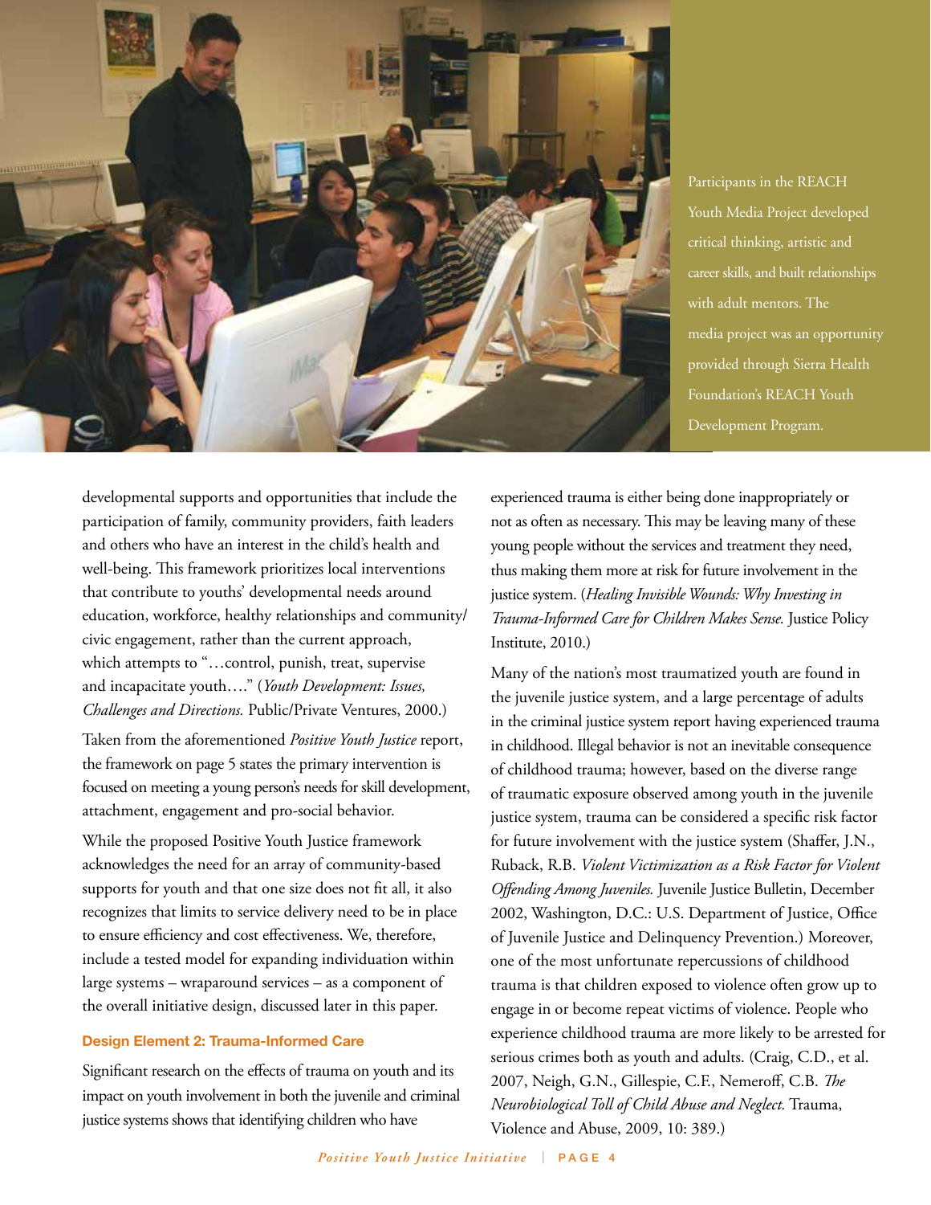Participants in the REACH Youth Media Project developed critical thinking, artistic and career skills, and built relationships with adult mentors. The media project was an opportunity provided through Sierra Health Foundation's REACH Youth Development Program.

developmental supports and opportunities that include the participation of family, community providers, faith leaders and others who have an interest in the child's health and well-being. This framework prioritizes local interventions that contribute to youths' developmental needs around education, workforce, healthy relationships and community/civic engagement, rather than the current approach, which attempts to "…control, punish, treat, supervise and incapacitate youth…." (*Youth Development: Issues, Challenges and Directions.* Public/Private Ventures, 2000.)

Taken from the aforementioned *Positive Youth Justice* report, the framework on page 5 states the primary intervention is focused on meeting a young person's needs for skill development, attachment, engagement and pro-social behavior.

While the proposed Positive Youth Justice framework acknowledges the need for an array of community-based supports for youth and that one size does not fit all, it also recognizes that limits to service delivery need to be in place to ensure efficiency and cost effectiveness. We, therefore, include a tested model for expanding individuation within large systems – wraparound services – as a component of the overall initiative design, discussed later in this paper.

### Design Element 2: Trauma-Informed Care

Significant research on the effects of trauma on youth and its impact on youth involvement in both the juvenile and criminal justice systems shows that identifying children who have experienced trauma is either being done inappropriately or not as often as necessary. This may be leaving many of these young people without the services and treatment they need, thus making them more at risk for future involvement in the justice system. (*Healing Invisible Wounds: Why Investing in Trauma-Informed Care for Children Makes Sense.* Justice Policy Institute, 2010.)

Many of the nation's most traumatized youth are found in the juvenile justice system, and a large percentage of adults in the criminal justice system report having experienced trauma in childhood. Illegal behavior is not an inevitable consequence of childhood trauma; however, based on the diverse range of traumatic exposure observed among youth in the juvenile justice system, trauma can be considered a specific risk factor for future involvement with the justice system (Shaffer, J.N., Ruback, R.B. *Violent Victimization as a Risk Factor for Violent Offending Among Juveniles.* Juvenile Justice Bulletin, December 2002, Washington, D.C.: U.S. Department of Justice, Office of Juvenile Justice and Delinquency Prevention.) Moreover, one of the most unfortunate repercussions of childhood trauma is that children exposed to violence often grow up to engage in or become repeat victims of violence. People who experience childhood trauma are more likely to be arrested for serious crimes both as youth and adults. (Craig, C.D., et al. 2007, Neigh, G.N., Gillespie, C.F., Nemeroff, C.B. *The Neurobiological Toll of Child Abuse and Neglect.* Trauma, Violence and Abuse, 2009, 10: 389.)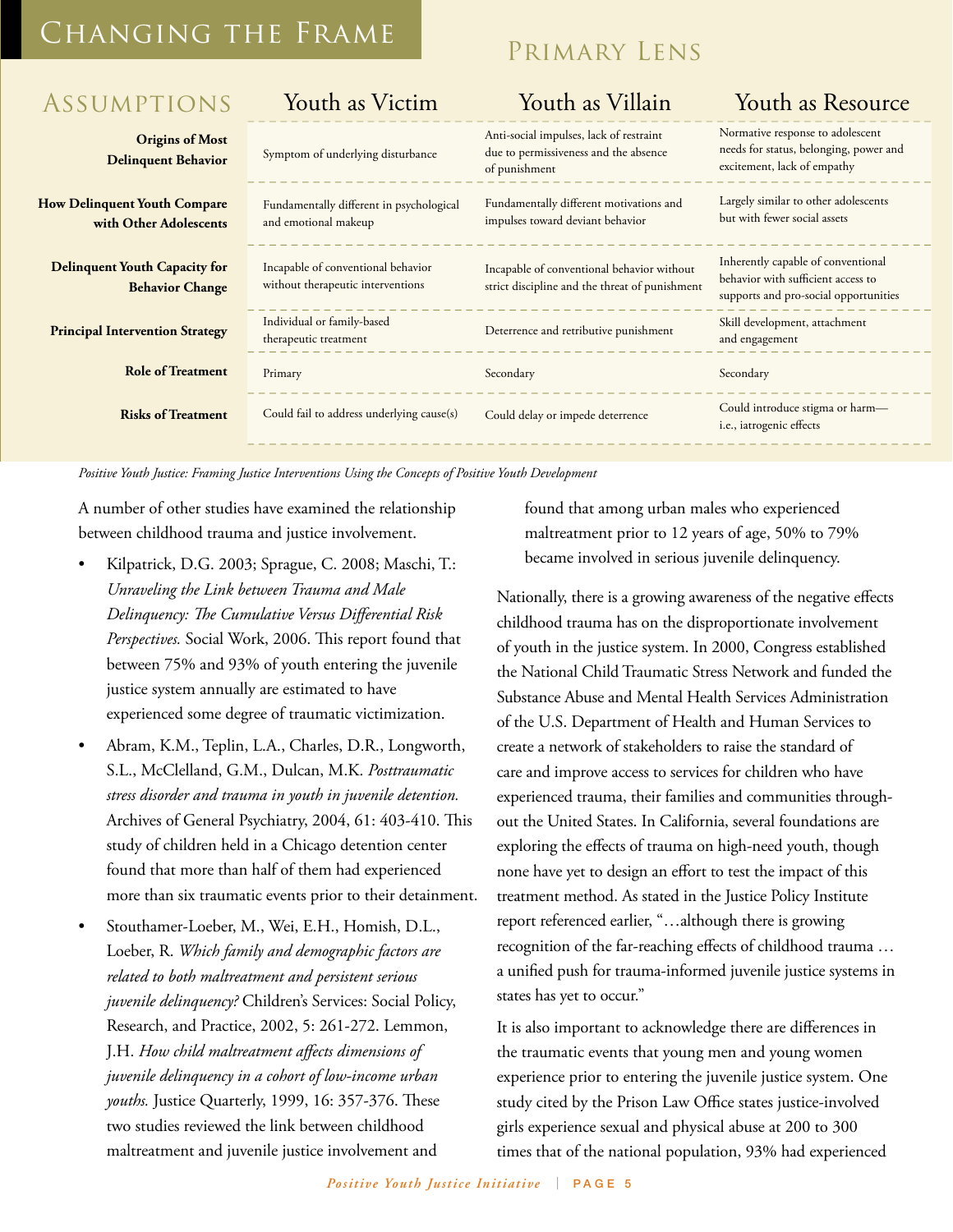## Changing the Frame

| Assumptions | Youth as Victim | Youth as Villain | Youth as Resource |
|---|---|---|---|
| | **Primary Lens** | | |
| **Origins of Most Delinquent Behavior** | Symptom of underlying disturbance | Anti-social impulses, lack of restraint due to permissiveness and the absence of punishment | Normative response to adolescent needs for status, belonging, power and excitement, lack of empathy |
| **How Delinquent Youth Compare with Other Adolescents** | Fundamentally different in psychological and emotional makeup | Fundamentally different motivations and impulses toward deviant behavior | Largely similar to other adolescents but with fewer social assets |
| **Delinquent Youth Capacity for Behavior Change** | Incapable of conventional behavior without therapeutic interventions | Incapable of conventional behavior without strict discipline and the threat of punishment | Inherently capable of conventional behavior with sufficient access to supports and pro-social opportunities |
| **Principal Intervention Strategy** | Individual or family-based therapeutic treatment | Deterrence and retributive punishment | Skill development, attachment and engagement |
| **Role of Treatment** | Primary | Secondary | Secondary |
| **Risks of Treatment** | Could fail to address underlying cause(s) | Could delay or impede deterrence | Could introduce stigma or harm—i.e., iatrogenic effects |

*Positive Youth Justice: Framing Justice Interventions Using the Concepts of Positive Youth Development*

A number of other studies have examined the relationship between childhood trauma and justice involvement.

- Kilpatrick, D.G. 2003; Sprague, C. 2008; Maschi, T.: *Unraveling the Link between Trauma and Male Delinquency: The Cumulative Versus Differential Risk Perspectives.* Social Work, 2006. This report found that between 75% and 93% of youth entering the juvenile justice system annually are estimated to have experienced some degree of traumatic victimization.
- Abram, K.M., Teplin, L.A., Charles, D.R., Longworth, S.L., McClelland, G.M., Dulcan, M.K. *Posttraumatic stress disorder and trauma in youth in juvenile detention.* Archives of General Psychiatry, 2004, 61: 403-410. This study of children held in a Chicago detention center found that more than half of them had experienced more than six traumatic events prior to their detainment.
- Stouthamer-Loeber, M., Wei, E.H., Homish, D.L., Loeber, R. *Which family and demographic factors are related to both maltreatment and persistent serious juvenile delinquency?* Children's Services: Social Policy, Research, and Practice, 2002, 5: 261-272. Lemmon, J.H. *How child maltreatment affects dimensions of juvenile delinquency in a cohort of low-income urban youths.* Justice Quarterly, 1999, 16: 357-376. These two studies reviewed the link between childhood maltreatment and juvenile justice involvement and found that among urban males who experienced maltreatment prior to 12 years of age, 50% to 79% became involved in serious juvenile delinquency.

Nationally, there is a growing awareness of the negative effects childhood trauma has on the disproportionate involvement of youth in the justice system. In 2000, Congress established the National Child Traumatic Stress Network and funded the Substance Abuse and Mental Health Services Administration of the U.S. Department of Health and Human Services to create a network of stakeholders to raise the standard of care and improve access to services for children who have experienced trauma, their families and communities throughout the United States. In California, several foundations are exploring the effects of trauma on high-need youth, though none have yet to design an effort to test the impact of this treatment method. As stated in the Justice Policy Institute report referenced earlier, "…although there is growing recognition of the far-reaching effects of childhood trauma … a unified push for trauma-informed juvenile justice systems in states has yet to occur."

It is also important to acknowledge there are differences in the traumatic events that young men and young women experience prior to entering the juvenile justice system. One study cited by the Prison Law Office states justice-involved girls experience sexual and physical abuse at 200 to 300 times that of the national population, 93% had experienced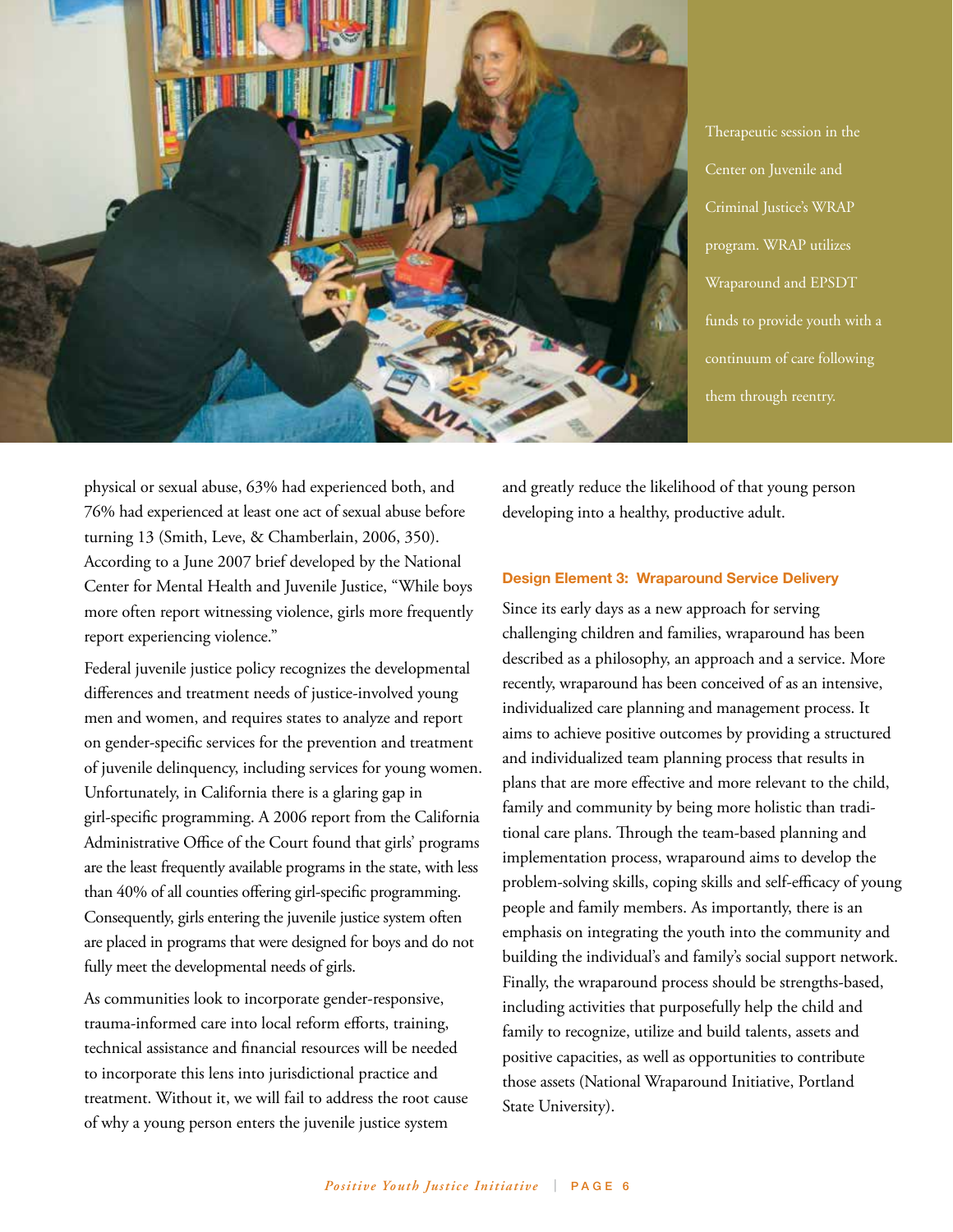Therapeutic session in the Center on Juvenile and Criminal Justice's WRAP program. WRAP utilizes Wraparound and EPSDT funds to provide youth with a continuum of care following them through reentry.

physical or sexual abuse, 63% had experienced both, and 76% had experienced at least one act of sexual abuse before turning 13 (Smith, Leve, & Chamberlain, 2006, 350). According to a June 2007 brief developed by the National Center for Mental Health and Juvenile Justice, "While boys more often report witnessing violence, girls more frequently report experiencing violence."

Federal juvenile justice policy recognizes the developmental differences and treatment needs of justice-involved young men and women, and requires states to analyze and report on gender-specific services for the prevention and treatment of juvenile delinquency, including services for young women. Unfortunately, in California there is a glaring gap in girl-specific programming. A 2006 report from the California Administrative Office of the Court found that girls' programs are the least frequently available programs in the state, with less than 40% of all counties offering girl-specific programming. Consequently, girls entering the juvenile justice system often are placed in programs that were designed for boys and do not fully meet the developmental needs of girls.

As communities look to incorporate gender-responsive, trauma-informed care into local reform efforts, training, technical assistance and financial resources will be needed to incorporate this lens into jurisdictional practice and treatment. Without it, we will fail to address the root cause of why a young person enters the juvenile justice system and greatly reduce the likelihood of that young person developing into a healthy, productive adult.

### Design Element 3: Wraparound Service Delivery

Since its early days as a new approach for serving challenging children and families, wraparound has been described as a philosophy, an approach and a service. More recently, wraparound has been conceived of as an intensive, individualized care planning and management process. It aims to achieve positive outcomes by providing a structured and individualized team planning process that results in plans that are more effective and more relevant to the child, family and community by being more holistic than traditional care plans. Through the team-based planning and implementation process, wraparound aims to develop the problem-solving skills, coping skills and self-efficacy of young people and family members. As importantly, there is an emphasis on integrating the youth into the community and building the individual's and family's social support network. Finally, the wraparound process should be strengths-based, including activities that purposefully help the child and family to recognize, utilize and build talents, assets and positive capacities, as well as opportunities to contribute those assets (National Wraparound Initiative, Portland State University).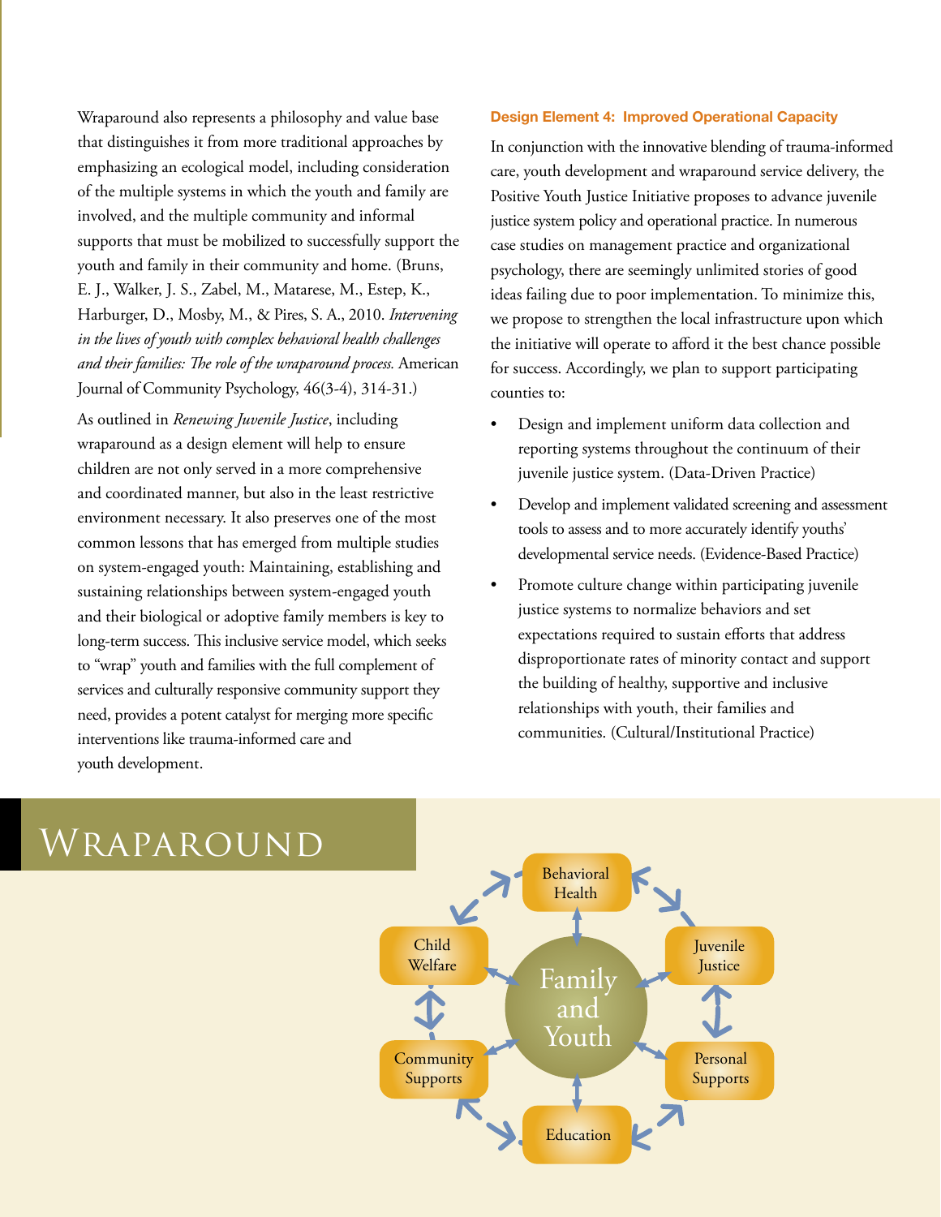Wraparound also represents a philosophy and value base that distinguishes it from more traditional approaches by emphasizing an ecological model, including consideration of the multiple systems in which the youth and family are involved, and the multiple community and informal supports that must be mobilized to successfully support the youth and family in their community and home. (Bruns, E. J., Walker, J. S., Zabel, M., Matarese, M., Estep, K., Harburger, D., Mosby, M., & Pires, S. A., 2010. *Intervening in the lives of youth with complex behavioral health challenges and their families: The role of the wraparound process.* American Journal of Community Psychology, 46(3-4), 314-31.)

As outlined in *Renewing Juvenile Justice*, including wraparound as a design element will help to ensure children are not only served in a more comprehensive and coordinated manner, but also in the least restrictive environment necessary. It also preserves one of the most common lessons that has emerged from multiple studies on system-engaged youth: Maintaining, establishing and sustaining relationships between system-engaged youth and their biological or adoptive family members is key to long-term success. This inclusive service model, which seeks to "wrap" youth and families with the full complement of services and culturally responsive community support they need, provides a potent catalyst for merging more specific interventions like trauma-informed care and youth development.

### Design Element 4: Improved Operational Capacity

In conjunction with the innovative blending of trauma-informed care, youth development and wraparound service delivery, the Positive Youth Justice Initiative proposes to advance juvenile justice system policy and operational practice. In numerous case studies on management practice and organizational psychology, there are seemingly unlimited stories of good ideas failing due to poor implementation. To minimize this, we propose to strengthen the local infrastructure upon which the initiative will operate to afford it the best chance possible for success. Accordingly, we plan to support participating counties to:

- Design and implement uniform data collection and reporting systems throughout the continuum of their juvenile justice system. (Data-Driven Practice)
- Develop and implement validated screening and assessment tools to assess and to more accurately identify youths' developmental service needs. (Evidence-Based Practice)
- Promote culture change within participating juvenile justice systems to normalize behaviors and set expectations required to sustain efforts that address disproportionate rates of minority contact and support the building of healthy, supportive and inclusive relationships with youth, their families and communities. (Cultural/Institutional Practice)

## Wraparound

Behavioral Health · Juvenile Justice · Personal Supports · Education · Community Supports · Child Welfare — Family and Youth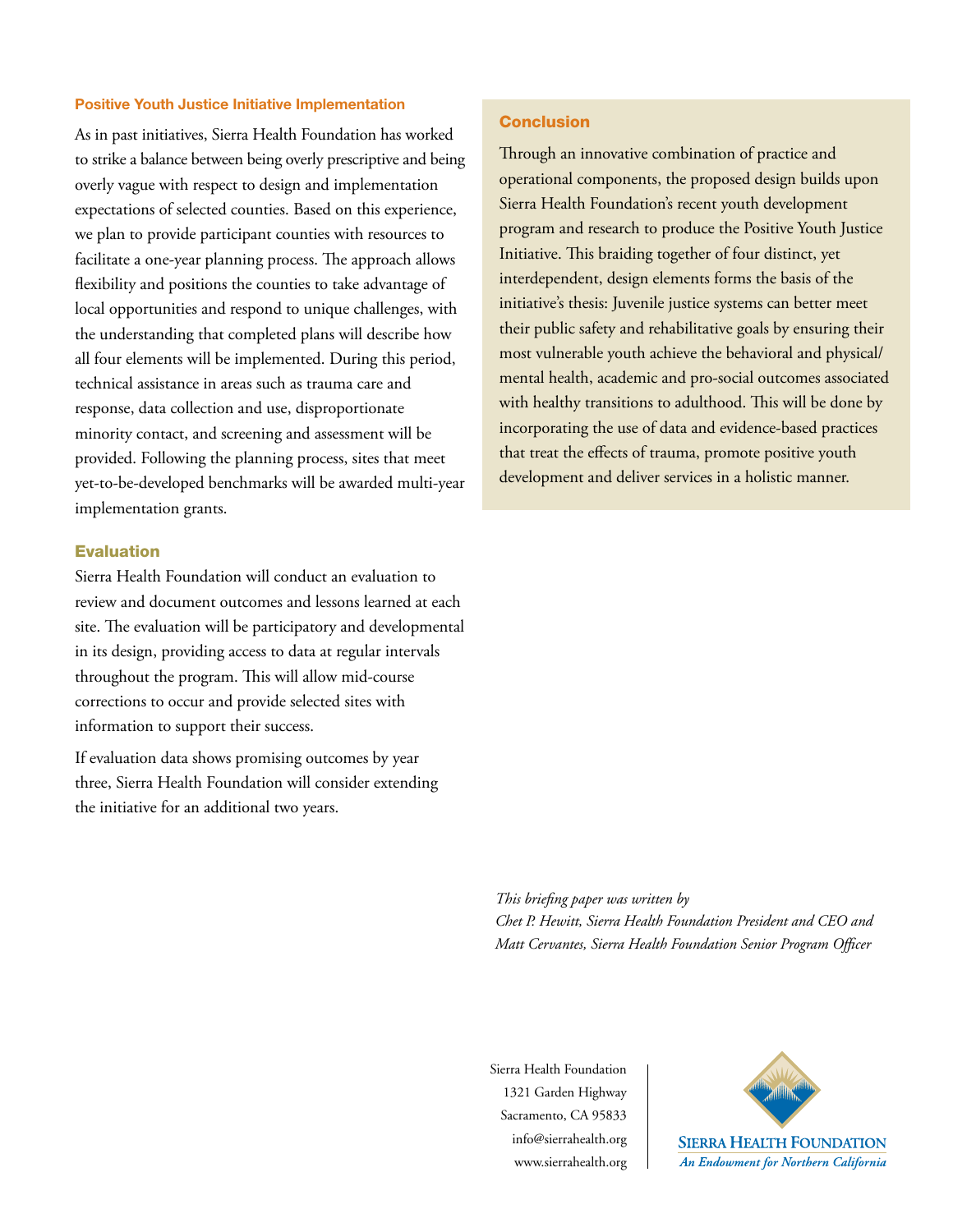### Positive Youth Justice Initiative Implementation

As in past initiatives, Sierra Health Foundation has worked to strike a balance between being overly prescriptive and being overly vague with respect to design and implementation expectations of selected counties. Based on this experience, we plan to provide participant counties with resources to facilitate a one-year planning process. The approach allows flexibility and positions the counties to take advantage of local opportunities and respond to unique challenges, with the understanding that completed plans will describe how all four elements will be implemented. During this period, technical assistance in areas such as trauma care and response, data collection and use, disproportionate minority contact, and screening and assessment will be provided. Following the planning process, sites that meet yet-to-be-developed benchmarks will be awarded multi-year implementation grants.

### Evaluation

Sierra Health Foundation will conduct an evaluation to review and document outcomes and lessons learned at each site. The evaluation will be participatory and developmental in its design, providing access to data at regular intervals throughout the program. This will allow mid-course corrections to occur and provide selected sites with information to support their success.

If evaluation data shows promising outcomes by year three, Sierra Health Foundation will consider extending the initiative for an additional two years.

### Conclusion

Through an innovative combination of practice and operational components, the proposed design builds upon Sierra Health Foundation's recent youth development program and research to produce the Positive Youth Justice Initiative. This braiding together of four distinct, yet interdependent, design elements forms the basis of the initiative's thesis: Juvenile justice systems can better meet their public safety and rehabilitative goals by ensuring their most vulnerable youth achieve the behavioral and physical/mental health, academic and pro-social outcomes associated with healthy transitions to adulthood. This will be done by incorporating the use of data and evidence-based practices that treat the effects of trauma, promote positive youth development and deliver services in a holistic manner.

*This briefing paper was written by*
*Chet P. Hewitt, Sierra Health Foundation President and CEO and*
*Matt Cervantes, Sierra Health Foundation Senior Program Officer*

Sierra Health Foundation
1321 Garden Highway
Sacramento, CA 95833
info@sierrahealth.org
www.sierrahealth.org

SIERRA HEALTH FOUNDATION
*An Endowment for Northern California*